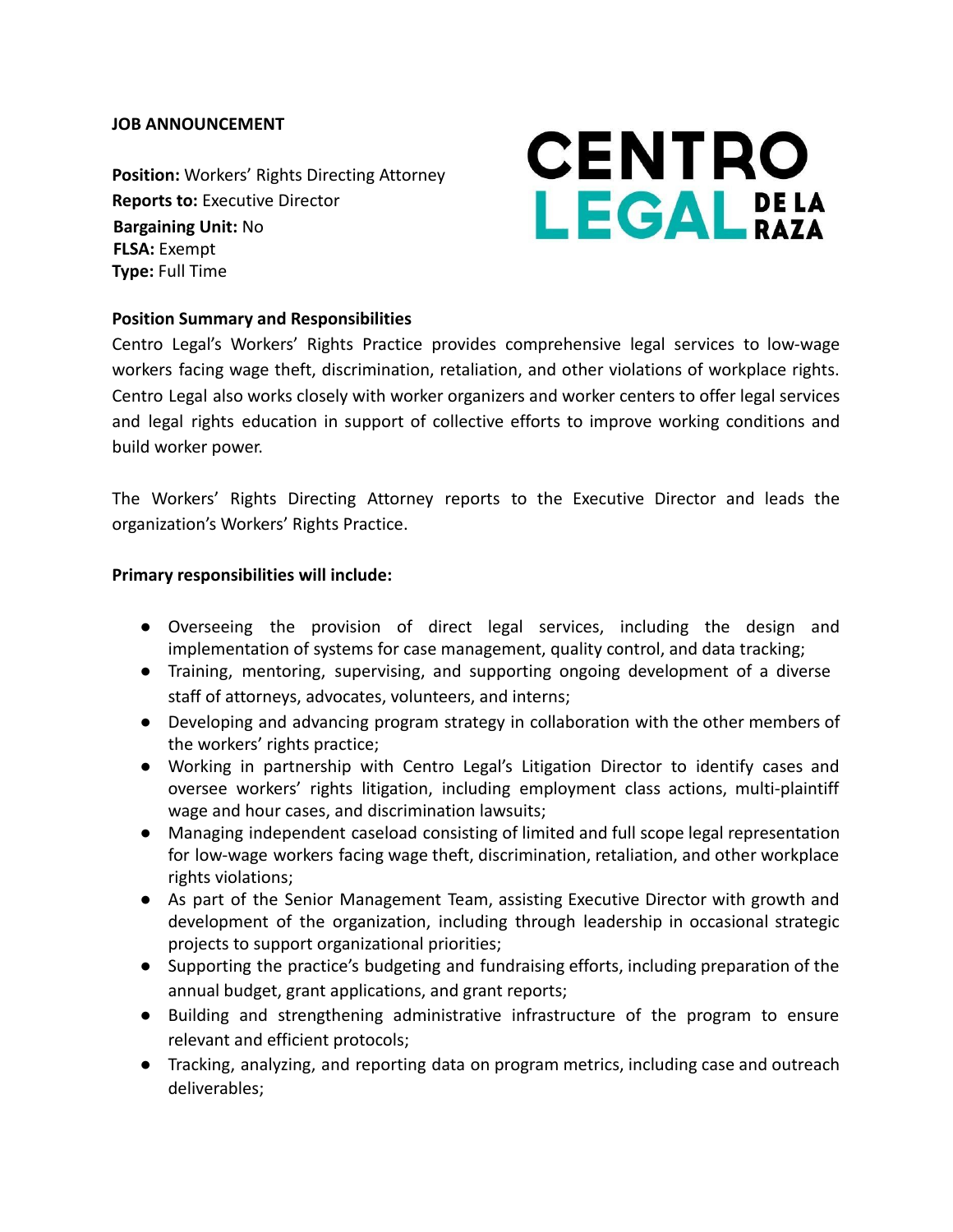**JOB ANNOUNCEMENT**

CENTRO LEGAL DE LA RAZA

**Position:** Workers' Rights Directing Attorney
**Reports to:** Executive Director
**Bargaining Unit:** No
**FLSA:** Exempt
**Type:** Full Time

**Position Summary and Responsibilities**

Centro Legal's Workers' Rights Practice provides comprehensive legal services to low-wage workers facing wage theft, discrimination, retaliation, and other violations of workplace rights. Centro Legal also works closely with worker organizers and worker centers to offer legal services and legal rights education in support of collective efforts to improve working conditions and build worker power.

The Workers' Rights Directing Attorney reports to the Executive Director and leads the organization's Workers' Rights Practice.

**Primary responsibilities will include:**

- Overseeing the provision of direct legal services, including the design and implementation of systems for case management, quality control, and data tracking;
- Training, mentoring, supervising, and supporting ongoing development of a diverse staff of attorneys, advocates, volunteers, and interns;
- Developing and advancing program strategy in collaboration with the other members of the workers' rights practice;
- Working in partnership with Centro Legal's Litigation Director to identify cases and oversee workers' rights litigation, including employment class actions, multi-plaintiff wage and hour cases, and discrimination lawsuits;
- Managing independent caseload consisting of limited and full scope legal representation for low-wage workers facing wage theft, discrimination, retaliation, and other workplace rights violations;
- As part of the Senior Management Team, assisting Executive Director with growth and development of the organization, including through leadership in occasional strategic projects to support organizational priorities;
- Supporting the practice's budgeting and fundraising efforts, including preparation of the annual budget, grant applications, and grant reports;
- Building and strengthening administrative infrastructure of the program to ensure relevant and efficient protocols;
- Tracking, analyzing, and reporting data on program metrics, including case and outreach deliverables;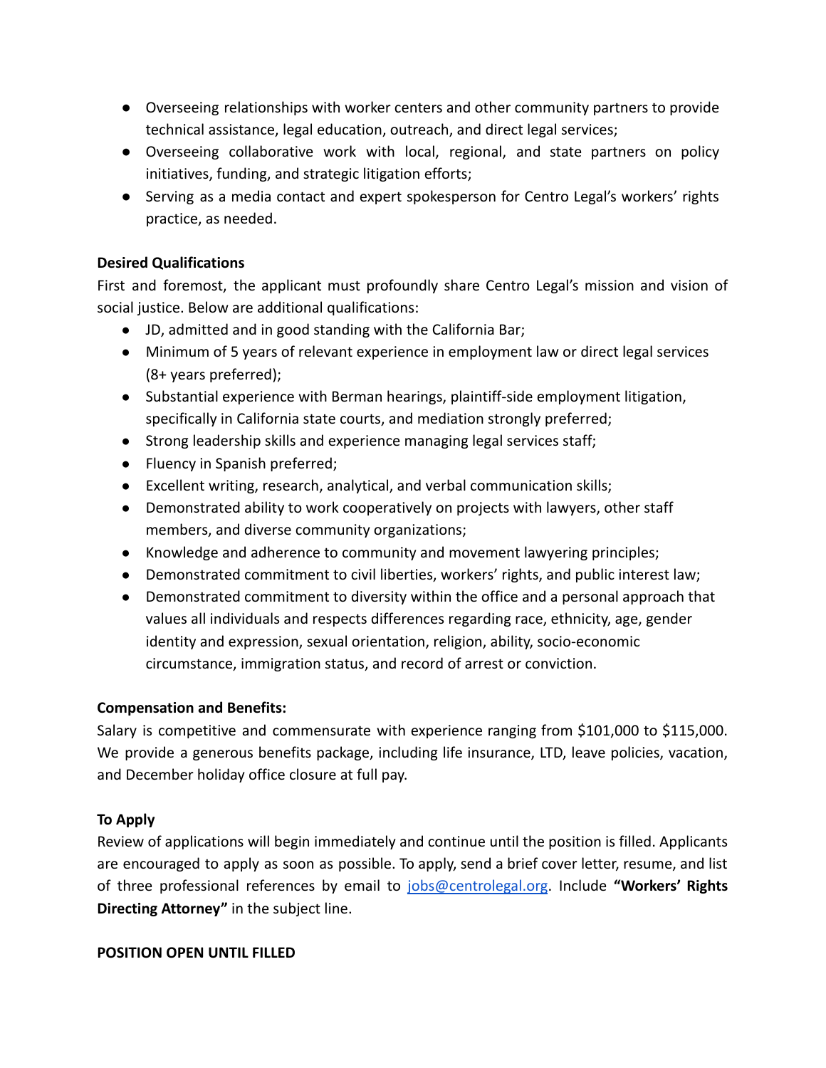- Overseeing relationships with worker centers and other community partners to provide technical assistance, legal education, outreach, and direct legal services;
- Overseeing collaborative work with local, regional, and state partners on policy initiatives, funding, and strategic litigation efforts;
- Serving as a media contact and expert spokesperson for Centro Legal's workers' rights practice, as needed.

**Desired Qualifications**

First and foremost, the applicant must profoundly share Centro Legal's mission and vision of social justice. Below are additional qualifications:

- JD, admitted and in good standing with the California Bar;
- Minimum of 5 years of relevant experience in employment law or direct legal services (8+ years preferred);
- Substantial experience with Berman hearings, plaintiff-side employment litigation, specifically in California state courts, and mediation strongly preferred;
- Strong leadership skills and experience managing legal services staff;
- Fluency in Spanish preferred;
- Excellent writing, research, analytical, and verbal communication skills;
- Demonstrated ability to work cooperatively on projects with lawyers, other staff members, and diverse community organizations;
- Knowledge and adherence to community and movement lawyering principles;
- Demonstrated commitment to civil liberties, workers' rights, and public interest law;
- Demonstrated commitment to diversity within the office and a personal approach that values all individuals and respects differences regarding race, ethnicity, age, gender identity and expression, sexual orientation, religion, ability, socio-economic circumstance, immigration status, and record of arrest or conviction.

**Compensation and Benefits:**

Salary is competitive and commensurate with experience ranging from $101,000 to $115,000. We provide a generous benefits package, including life insurance, LTD, leave policies, vacation, and December holiday office closure at full pay.

**To Apply**

Review of applications will begin immediately and continue until the position is filled. Applicants are encouraged to apply as soon as possible. To apply, send a brief cover letter, resume, and list of three professional references by email to [jobs@centrolegal.org](mailto:jobs@centrolegal.org). Include **"Workers' Rights Directing Attorney"** in the subject line.

**POSITION OPEN UNTIL FILLED**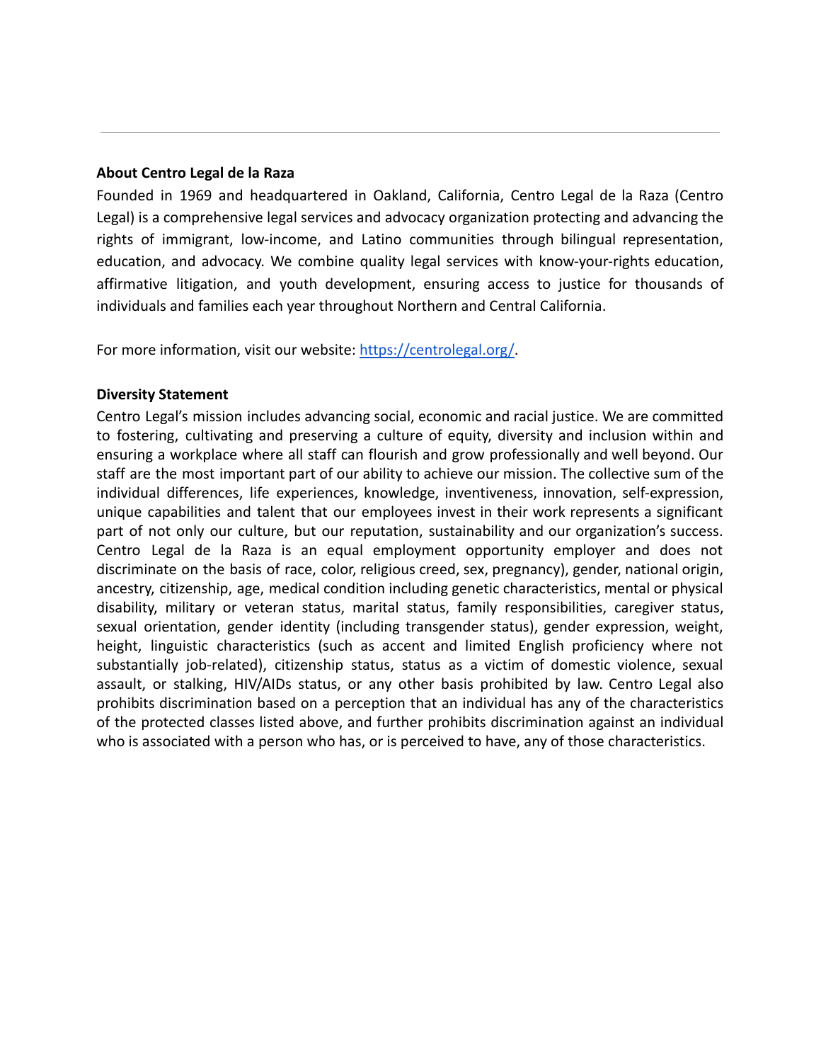---

**About Centro Legal de la Raza**

Founded in 1969 and headquartered in Oakland, California, Centro Legal de la Raza (Centro Legal) is a comprehensive legal services and advocacy organization protecting and advancing the rights of immigrant, low-income, and Latino communities through bilingual representation, education, and advocacy. We combine quality legal services with know-your-rights education, affirmative litigation, and youth development, ensuring access to justice for thousands of individuals and families each year throughout Northern and Central California.

For more information, visit our website: [https://centrolegal.org/](https://centrolegal.org/).

**Diversity Statement**

Centro Legal's mission includes advancing social, economic and racial justice. We are committed to fostering, cultivating and preserving a culture of equity, diversity and inclusion within and ensuring a workplace where all staff can flourish and grow professionally and well beyond. Our staff are the most important part of our ability to achieve our mission. The collective sum of the individual differences, life experiences, knowledge, inventiveness, innovation, self-expression, unique capabilities and talent that our employees invest in their work represents a significant part of not only our culture, but our reputation, sustainability and our organization's success. Centro Legal de la Raza is an equal employment opportunity employer and does not discriminate on the basis of race, color, religious creed, sex, pregnancy), gender, national origin, ancestry, citizenship, age, medical condition including genetic characteristics, mental or physical disability, military or veteran status, marital status, family responsibilities, caregiver status, sexual orientation, gender identity (including transgender status), gender expression, weight, height, linguistic characteristics (such as accent and limited English proficiency where not substantially job-related), citizenship status, status as a victim of domestic violence, sexual assault, or stalking, HIV/AIDs status, or any other basis prohibited by law. Centro Legal also prohibits discrimination based on a perception that an individual has any of the characteristics of the protected classes listed above, and further prohibits discrimination against an individual who is associated with a person who has, or is perceived to have, any of those characteristics.